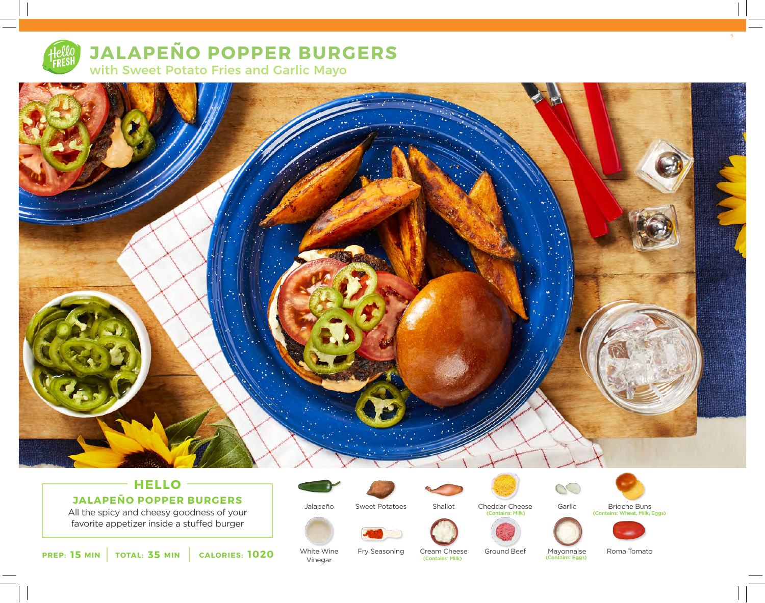# JALAPEÑO POPPER BURGERS

## with Sweet Potato Fries and Garlic Mayo

## HELLO

### JALAPEÑO POPPER BURGERS

All the spicy and cheesy goodness of your favorite appetizer inside a stuffed burger

**PREP: 15 MIN** | **TOTAL: 35 MIN** | **CALORIES: 1020**

- Jalapeño
- Sweet Potatoes
- Shallot
- Cheddar Cheese (Contains: Milk)
- Garlic
- Brioche Buns (Contains: Wheat, Milk, Eggs)
- White Wine Vinegar
- Fry Seasoning
- Cream Cheese (Contains: Milk)
- Ground Beef
- Mayonnaise (Contains: Eggs)
- Roma Tomato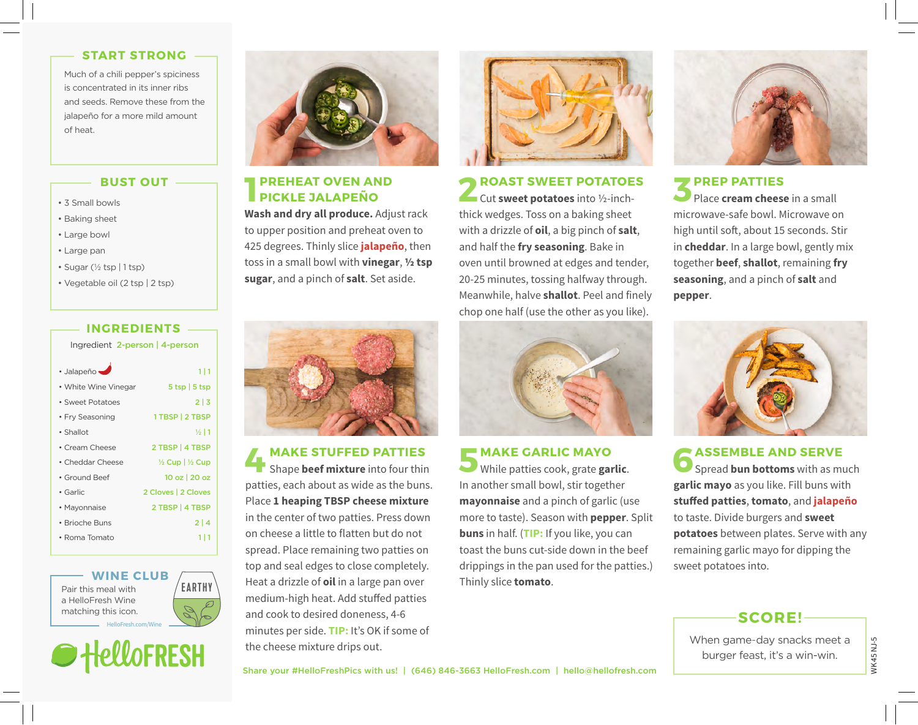## START STRONG

Much of a chili pepper's spiciness is concentrated in its inner ribs and seeds. Remove these from the jalapeño for a more mild amount of heat.

## BUST OUT

- 3 Small bowls
- Baking sheet
- Large bowl
- Large pan
- Sugar (½ tsp | 1 tsp)
- Vegetable oil (2 tsp | 2 tsp)

## INGREDIENTS

| Ingredient | 2-person \| 4-person |
|---|---|
| • Jalapeño | 1 \| 1 |
| • White Wine Vinegar | 5 tsp \| 5 tsp |
| • Sweet Potatoes | 2 \| 3 |
| • Fry Seasoning | 1 TBSP \| 2 TBSP |
| • Shallot | ½ \| 1 |
| • Cream Cheese | 2 TBSP \| 4 TBSP |
| • Cheddar Cheese | ½ Cup \| ½ Cup |
| • Ground Beef | 10 oz \| 20 oz |
| • Garlic | 2 Cloves \| 2 Cloves |
| • Mayonnaise | 2 TBSP \| 4 TBSP |
| • Brioche Buns | 2 \| 4 |
| • Roma Tomato | 1 \| 1 |

## WINE CLUB

Pair this meal with a HelloFresh Wine matching this icon.

EARTHY

HelloFresh.com/Wine

HelloFRESH

## 1 PREHEAT OVEN AND PICKLE JALAPEÑO

**Wash and dry all produce.** Adjust rack to upper position and preheat oven to 425 degrees. Thinly slice **jalapeño**, then toss in a small bowl with **vinegar**, **½ tsp sugar**, and a pinch of **salt**. Set aside.

## 2 ROAST SWEET POTATOES

Cut **sweet potatoes** into ½-inch-thick wedges. Toss on a baking sheet with a drizzle of **oil**, a big pinch of **salt**, and half the **fry seasoning**. Bake in oven until browned at edges and tender, 20-25 minutes, tossing halfway through. Meanwhile, halve **shallot**. Peel and finely chop one half (use the other as you like).

## 3 PREP PATTIES

Place **cream cheese** in a small microwave-safe bowl. Microwave on high until soft, about 15 seconds. Stir in **cheddar**. In a large bowl, gently mix together **beef**, **shallot**, remaining **fry seasoning**, and a pinch of **salt** and **pepper**.

## 4 MAKE STUFFED PATTIES

Shape **beef mixture** into four thin patties, each about as wide as the buns. Place **1 heaping TBSP cheese mixture** in the center of two patties. Press down on cheese a little to flatten but do not spread. Place remaining two patties on top and seal edges to close completely. Heat a drizzle of **oil** in a large pan over medium-high heat. Add stuffed patties and cook to desired doneness, 4-6 minutes per side. **TIP:** It's OK if some of the cheese mixture drips out.

## 5 MAKE GARLIC MAYO

While patties cook, grate **garlic**. In another small bowl, stir together **mayonnaise** and a pinch of garlic (use more to taste). Season with **pepper**. Split **buns** in half. (**TIP:** If you like, you can toast the buns cut-side down in the beef drippings in the pan used for the patties.) Thinly slice **tomato**.

## 6 ASSEMBLE AND SERVE

Spread **bun bottoms** with as much **garlic mayo** as you like. Fill buns with **stuffed patties**, **tomato**, and **jalapeño** to taste. Divide burgers and **sweet potatoes** between plates. Serve with any remaining garlic mayo for dipping the sweet potatoes into.

## SCORE!

When game-day snacks meet a burger feast, it's a win-win.

Share your #HelloFreshPics with us! | (646) 846-3663 HelloFresh.com | hello@hellofresh.com

WK45 NJ-5